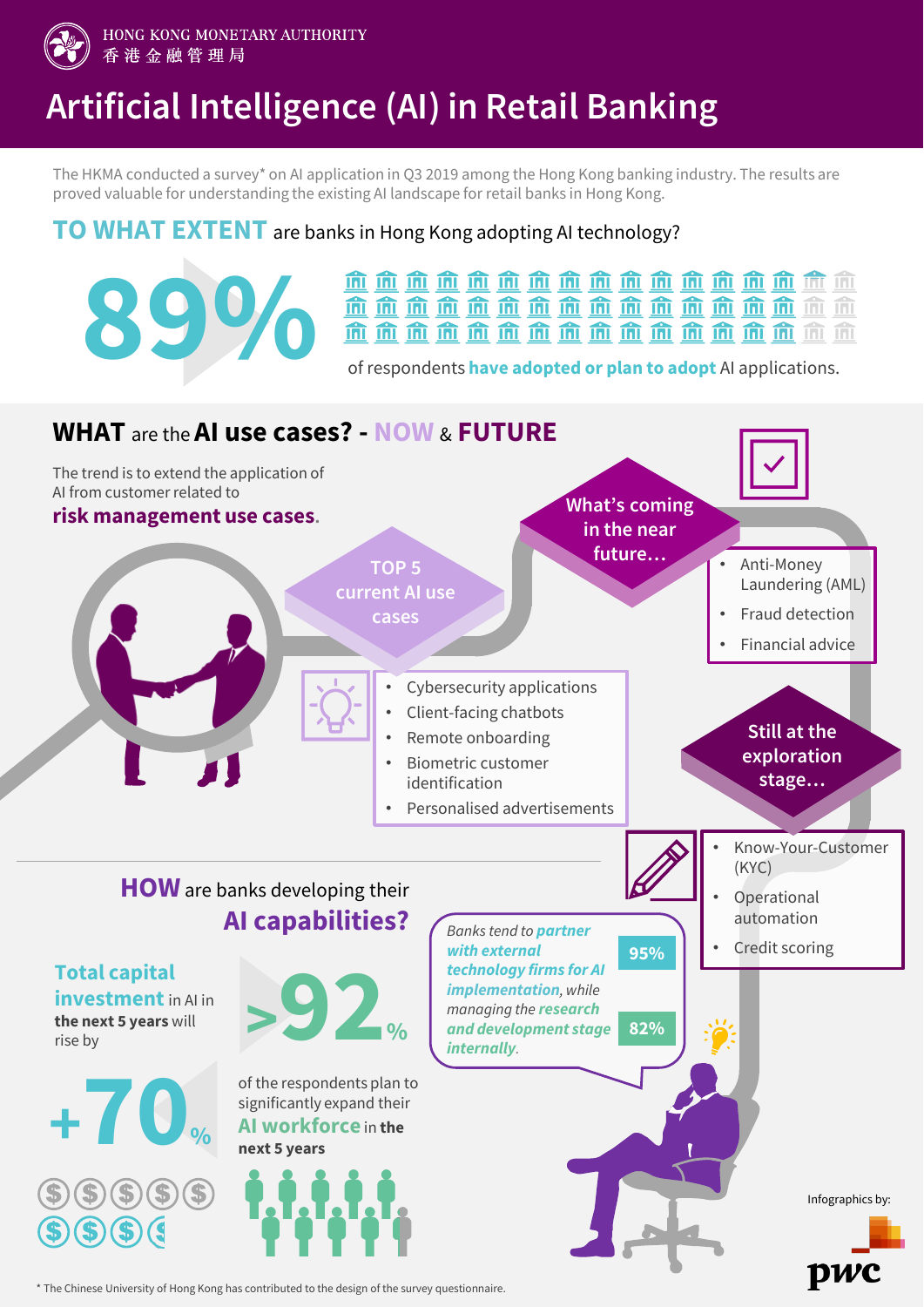HONG KONG MONETARY AUTHORITY
香港金融管理局

# Artificial Intelligence (AI) in Retail Banking

The HKMA conducted a survey* on AI application in Q3 2019 among the Hong Kong banking industry. The results are proved valuable for understanding the existing AI landscape for retail banks in Hong Kong.

## TO WHAT EXTENT are banks in Hong Kong adopting AI technology?

**89%** of respondents **have adopted or plan to adopt** AI applications.

## WHAT are the AI use cases? - NOW & FUTURE

The trend is to extend the application of AI from customer related to **risk management use cases**.

### TOP 5 current AI use cases

- Cybersecurity applications
- Client-facing chatbots
- Remote onboarding
- Biometric customer identification
- Personalised advertisements

### What's coming in the near future…

- Anti-Money Laundering (AML)
- Fraud detection
- Financial advice

### Still at the exploration stage…

- Know-Your-Customer (KYC)
- Operational automation
- Credit scoring

## HOW are banks developing their AI capabilities?

**Total capital investment** in AI in **the next 5 years** will rise by **+70%**

**>92%** of the respondents plan to significantly expand their **AI workforce** in **the next 5 years**

*Banks tend to **partner with external technology firms for AI implementation**, while managing the **research and development stage internally**.*

- 95%
- 82%

Infographics by: pwc

* The Chinese University of Hong Kong has contributed to the design of the survey questionnaire.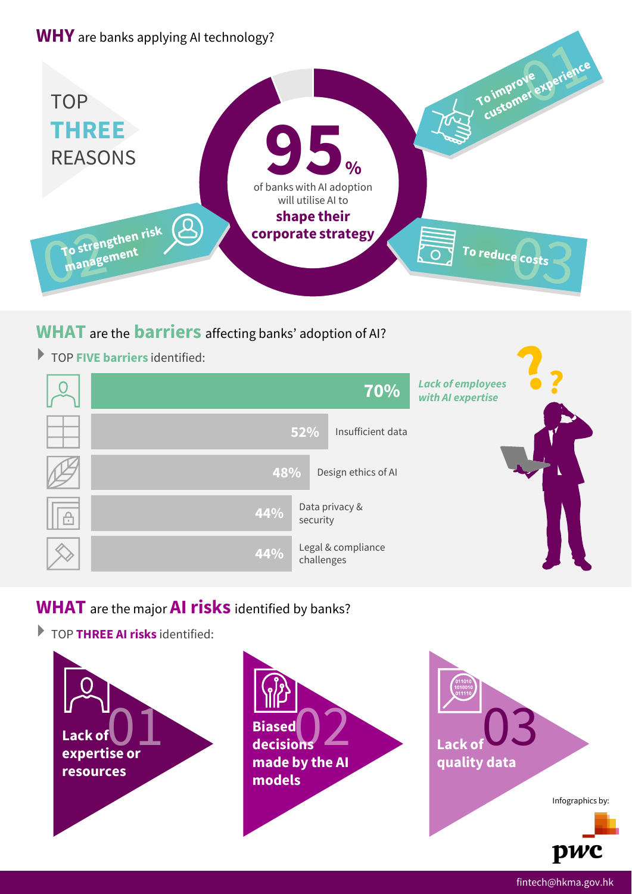## WHY are banks applying AI technology?

TOP **THREE** REASONS

**95%** of banks with AI adoption will utilise AI to **shape their corporate strategy**

01 To improve customer experience

02 To strengthen risk management

03 To reduce costs

## WHAT are the barriers affecting banks' adoption of AI?

TOP **FIVE barriers** identified:

70% *Lack of employees with AI expertise*

52% Insufficient data

48% Design ethics of AI

44% Data privacy & security

44% Legal & compliance challenges

## WHAT are the major AI risks identified by banks?

TOP **THREE AI risks** identified:

01 **Lack of expertise or resources**

02 **Biased decisions made by the AI models**

03 **Lack of quality data**

Infographics by: pwc

fintech@hkma.gov.hk